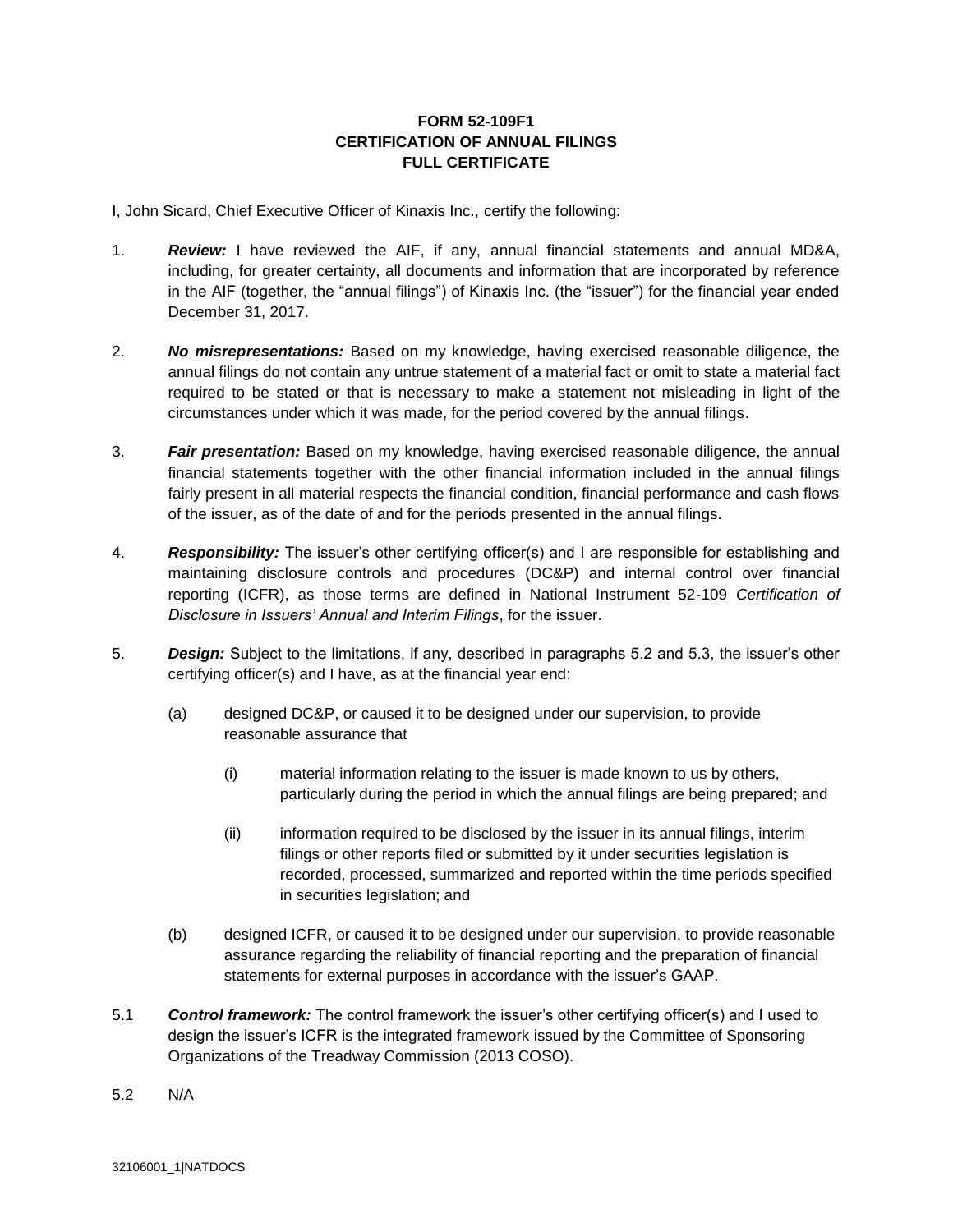**FORM 52-109F1**
**CERTIFICATION OF ANNUAL FILINGS**
**FULL CERTIFICATE**

I, John Sicard, Chief Executive Officer of Kinaxis Inc., certify the following:

1. ***Review:*** I have reviewed the AIF, if any, annual financial statements and annual MD&A, including, for greater certainty, all documents and information that are incorporated by reference in the AIF (together, the "annual filings") of Kinaxis Inc. (the "issuer") for the financial year ended December 31, 2017.

2. ***No misrepresentations:*** Based on my knowledge, having exercised reasonable diligence, the annual filings do not contain any untrue statement of a material fact or omit to state a material fact required to be stated or that is necessary to make a statement not misleading in light of the circumstances under which it was made, for the period covered by the annual filings.

3. ***Fair presentation:*** Based on my knowledge, having exercised reasonable diligence, the annual financial statements together with the other financial information included in the annual filings fairly present in all material respects the financial condition, financial performance and cash flows of the issuer, as of the date of and for the periods presented in the annual filings.

4. ***Responsibility:*** The issuer's other certifying officer(s) and I are responsible for establishing and maintaining disclosure controls and procedures (DC&P) and internal control over financial reporting (ICFR), as those terms are defined in National Instrument 52-109 *Certification of Disclosure in Issuers' Annual and Interim Filings*, for the issuer.

5. ***Design:*** Subject to the limitations, if any, described in paragraphs 5.2 and 5.3, the issuer's other certifying officer(s) and I have, as at the financial year end:

   (a) designed DC&P, or caused it to be designed under our supervision, to provide reasonable assurance that

      (i) material information relating to the issuer is made known to us by others, particularly during the period in which the annual filings are being prepared; and

      (ii) information required to be disclosed by the issuer in its annual filings, interim filings or other reports filed or submitted by it under securities legislation is recorded, processed, summarized and reported within the time periods specified in securities legislation; and

   (b) designed ICFR, or caused it to be designed under our supervision, to provide reasonable assurance regarding the reliability of financial reporting and the preparation of financial statements for external purposes in accordance with the issuer's GAAP.

5.1 ***Control framework:*** The control framework the issuer's other certifying officer(s) and I used to design the issuer's ICFR is the integrated framework issued by the Committee of Sponsoring Organizations of the Treadway Commission (2013 COSO).

5.2 N/A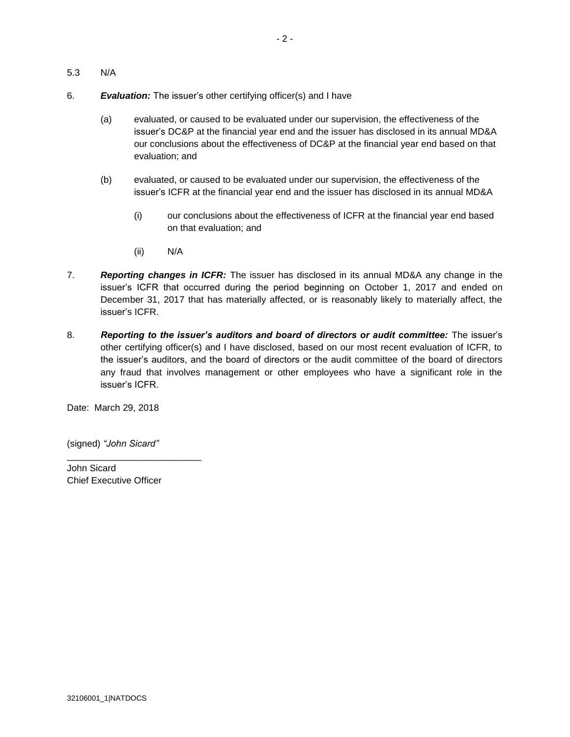5.3 N/A

6. ***Evaluation:*** The issuer's other certifying officer(s) and I have

   (a) evaluated, or caused to be evaluated under our supervision, the effectiveness of the issuer's DC&P at the financial year end and the issuer has disclosed in its annual MD&A our conclusions about the effectiveness of DC&P at the financial year end based on that evaluation; and

   (b) evaluated, or caused to be evaluated under our supervision, the effectiveness of the issuer's ICFR at the financial year end and the issuer has disclosed in its annual MD&A

      (i) our conclusions about the effectiveness of ICFR at the financial year end based on that evaluation; and

      (ii) N/A

7. ***Reporting changes in ICFR:*** The issuer has disclosed in its annual MD&A any change in the issuer's ICFR that occurred during the period beginning on October 1, 2017 and ended on December 31, 2017 that has materially affected, or is reasonably likely to materially affect, the issuer's ICFR.

8. ***Reporting to the issuer's auditors and board of directors or audit committee:*** The issuer's other certifying officer(s) and I have disclosed, based on our most recent evaluation of ICFR, to the issuer's auditors, and the board of directors or the audit committee of the board of directors any fraud that involves management or other employees who have a significant role in the issuer's ICFR.

Date: March 29, 2018

(signed) *"John Sicard"*

\_\_\_\_\_\_\_\_\_\_\_\_\_\_\_\_\_\_\_\_\_\_\_\_\_\_

John Sicard
Chief Executive Officer

32106001_1|NATDOCS